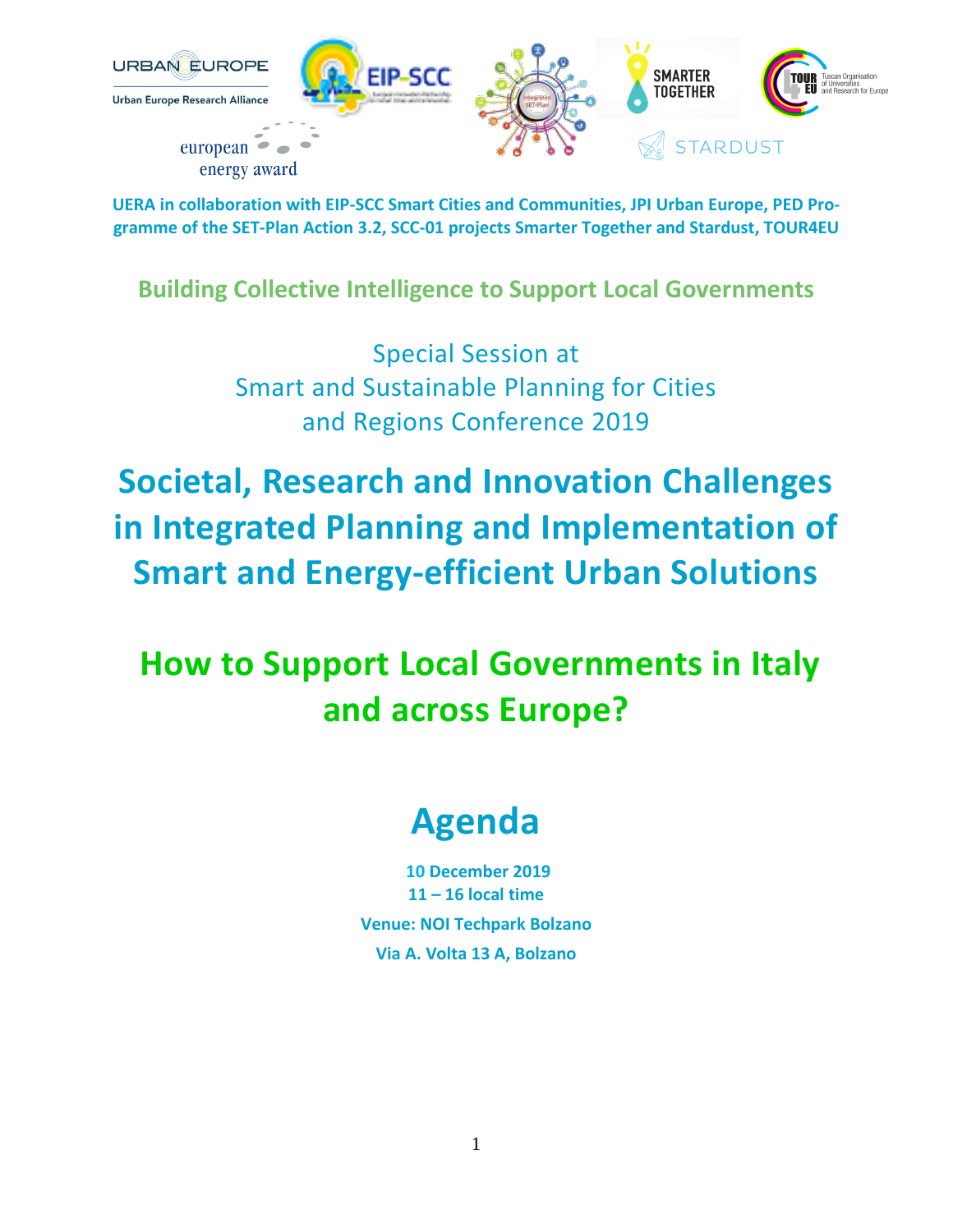**UERA in collaboration with EIP-SCC Smart Cities and Communities, JPI Urban Europe, PED Programme of the SET-Plan Action 3.2, SCC-01 projects Smarter Together and Stardust, TOUR4EU**

**Building Collective Intelligence to Support Local Governments**

Special Session at
Smart and Sustainable Planning for Cities
and Regions Conference 2019

# Societal, Research and Innovation Challenges in Integrated Planning and Implementation of Smart and Energy-efficient Urban Solutions

## How to Support Local Governments in Italy and across Europe?

# Agenda

**10 December 2019**
**11 – 16 local time**
**Venue: NOI Techpark Bolzano**
**Via A. Volta 13 A, Bolzano**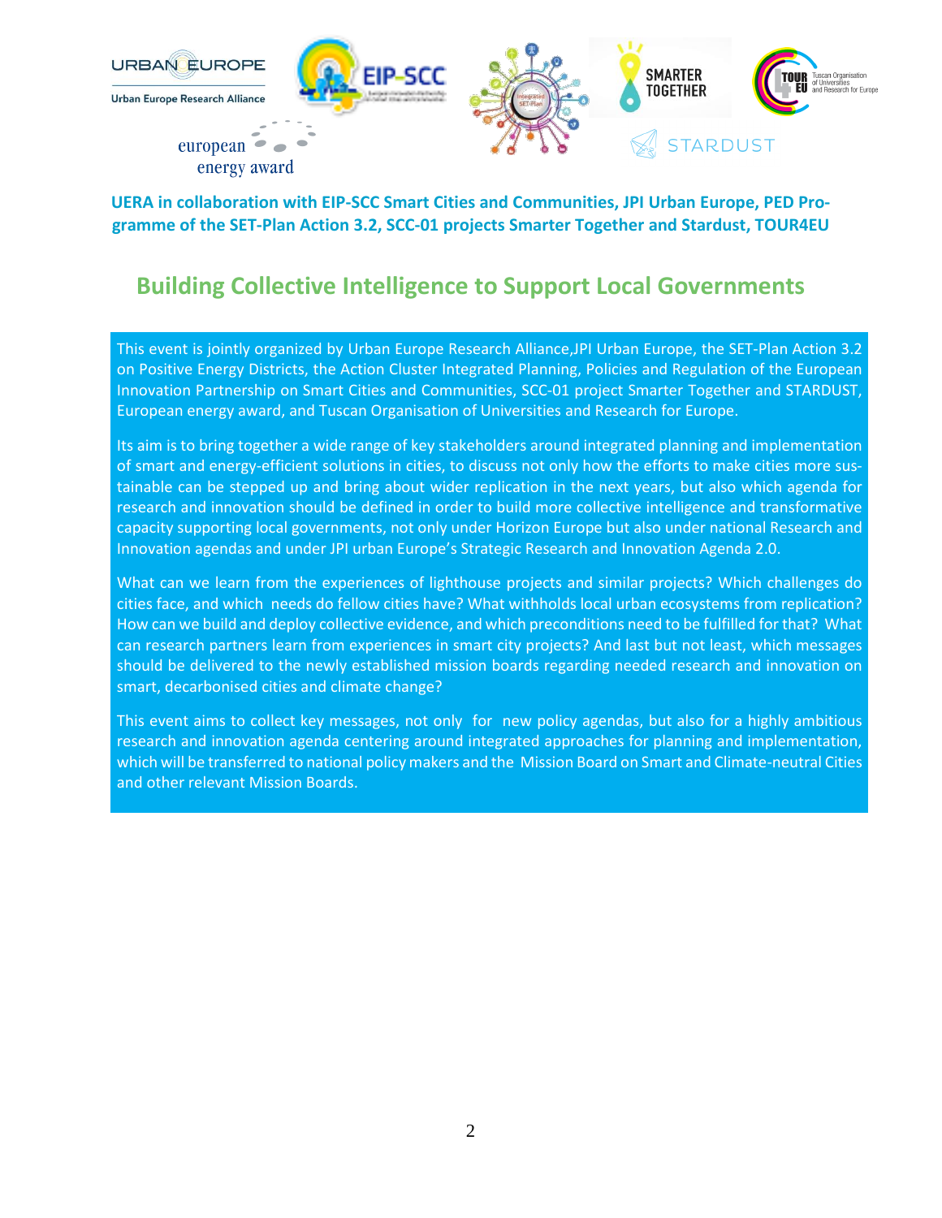**UERA in collaboration with EIP-SCC Smart Cities and Communities, JPI Urban Europe, PED Programme of the SET-Plan Action 3.2, SCC-01 projects Smarter Together and Stardust, TOUR4EU**

## Building Collective Intelligence to Support Local Governments

This event is jointly organized by Urban Europe Research Alliance,JPI Urban Europe, the SET-Plan Action 3.2 on Positive Energy Districts, the Action Cluster Integrated Planning, Policies and Regulation of the European Innovation Partnership on Smart Cities and Communities, SCC-01 project Smarter Together and STARDUST, European energy award, and Tuscan Organisation of Universities and Research for Europe.

Its aim is to bring together a wide range of key stakeholders around integrated planning and implementation of smart and energy-efficient solutions in cities, to discuss not only how the efforts to make cities more sustainable can be stepped up and bring about wider replication in the next years, but also which agenda for research and innovation should be defined in order to build more collective intelligence and transformative capacity supporting local governments, not only under Horizon Europe but also under national Research and Innovation agendas and under JPI urban Europe's Strategic Research and Innovation Agenda 2.0.

What can we learn from the experiences of lighthouse projects and similar projects? Which challenges do cities face, and which needs do fellow cities have? What withholds local urban ecosystems from replication? How can we build and deploy collective evidence, and which preconditions need to be fulfilled for that? What can research partners learn from experiences in smart city projects? And last but not least, which messages should be delivered to the newly established mission boards regarding needed research and innovation on smart, decarbonised cities and climate change?

This event aims to collect key messages, not only for new policy agendas, but also for a highly ambitious research and innovation agenda centering around integrated approaches for planning and implementation, which will be transferred to national policy makers and the Mission Board on Smart and Climate-neutral Cities and other relevant Mission Boards.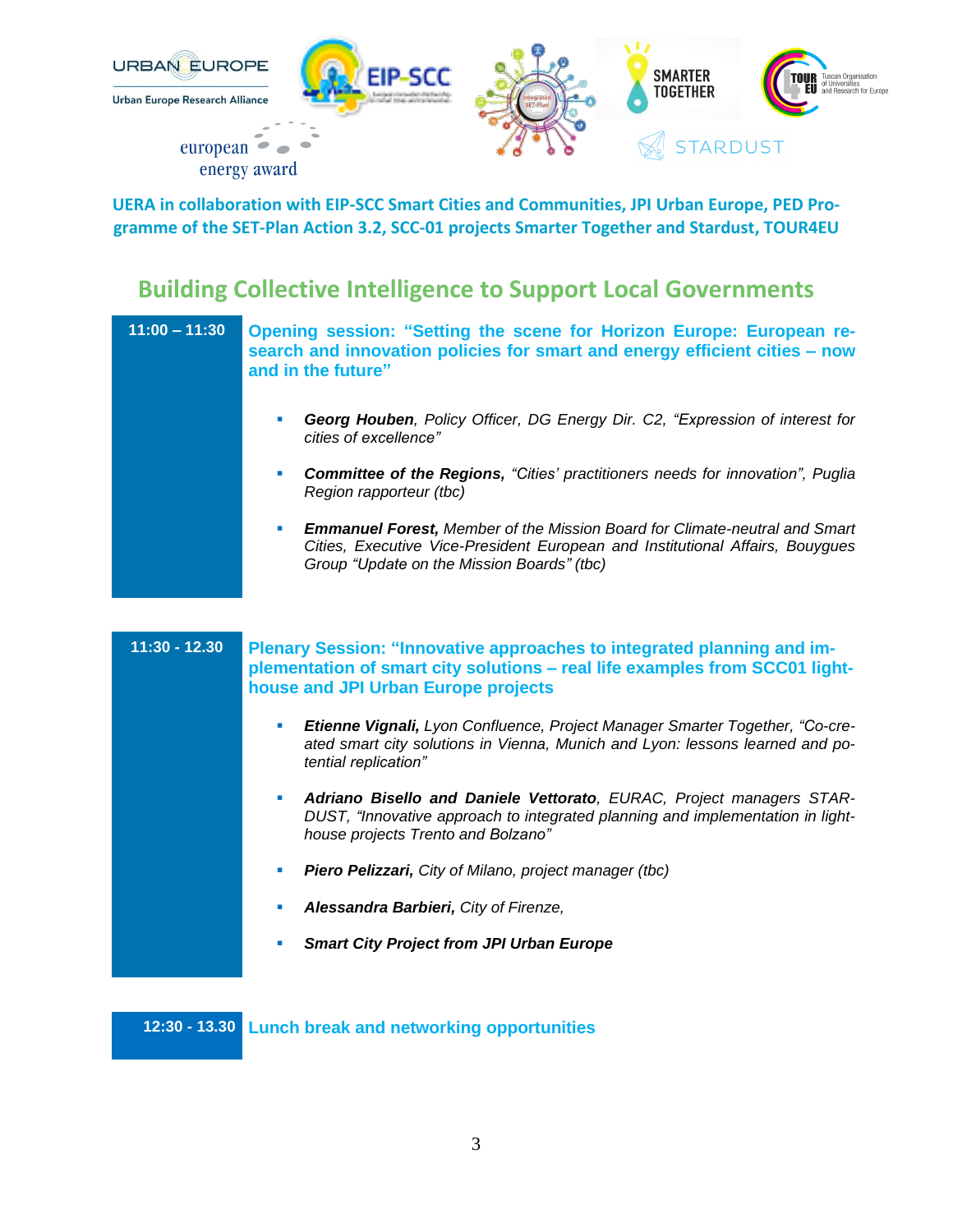**UERA in collaboration with EIP-SCC Smart Cities and Communities, JPI Urban Europe, PED Programme of the SET-Plan Action 3.2, SCC-01 projects Smarter Together and Stardust, TOUR4EU**

## Building Collective Intelligence to Support Local Governments

**11:00 – 11:30** **Opening session: "Setting the scene for Horizon Europe: European research and innovation policies for smart and energy efficient cities – now and in the future"**

- ***Georg Houben****, Policy Officer, DG Energy Dir. C2, "Expression of interest for cities of excellence"*
- ***Committee of the Regions,*** *"Cities' practitioners needs for innovation", Puglia Region rapporteur (tbc)*
- ***Emmanuel Forest,*** *Member of the Mission Board for Climate-neutral and Smart Cities, Executive Vice-President European and Institutional Affairs, Bouygues Group "Update on the Mission Boards" (tbc)*

**11:30 - 12.30** **Plenary Session: "Innovative approaches to integrated planning and implementation of smart city solutions – real life examples from SCC01 lighthouse and JPI Urban Europe projects**

- ***Etienne Vignali,*** *Lyon Confluence, Project Manager Smarter Together, "Co-created smart city solutions in Vienna, Munich and Lyon: lessons learned and potential replication"*
- ***Adriano Bisello and Daniele Vettorato****, EURAC, Project managers STARDUST, "Innovative approach to integrated planning and implementation in lighthouse projects Trento and Bolzano"*
- ***Piero Pelizzari,*** *City of Milano, project manager (tbc)*
- ***Alessandra Barbieri,*** *City of Firenze,*
- ***Smart City Project from JPI Urban Europe***

**12:30 - 13.30** **Lunch break and networking opportunities**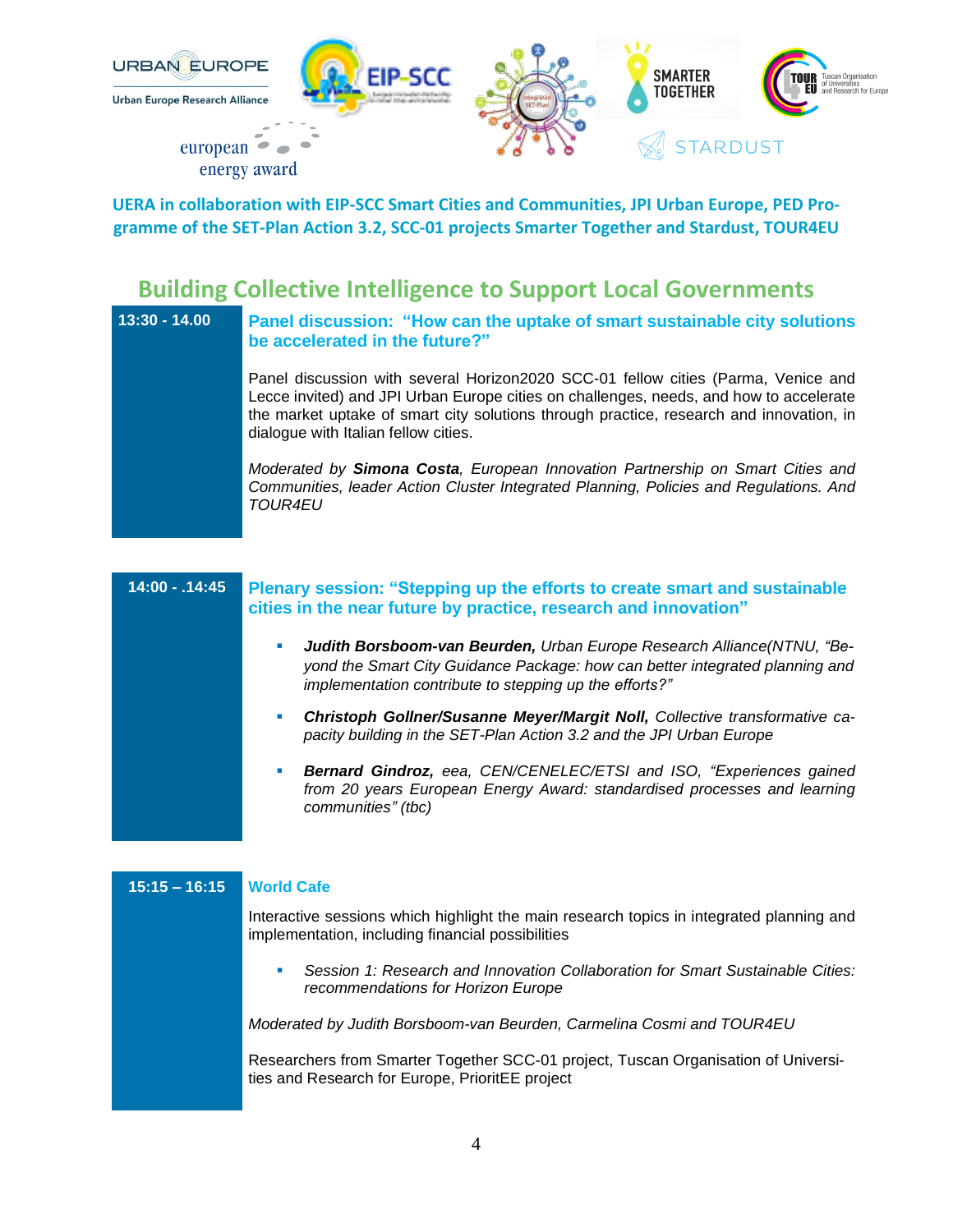**UERA in collaboration with EIP-SCC Smart Cities and Communities, JPI Urban Europe, PED Programme of the SET-Plan Action 3.2, SCC-01 projects Smarter Together and Stardust, TOUR4EU**

## Building Collective Intelligence to Support Local Governments

**13:30 - 14.00**

### Panel discussion: "How can the uptake of smart sustainable city solutions be accelerated in the future?"

Panel discussion with several Horizon2020 SCC-01 fellow cities (Parma, Venice and Lecce invited) and JPI Urban Europe cities on challenges, needs, and how to accelerate the market uptake of smart city solutions through practice, research and innovation, in dialogue with Italian fellow cities.

*Moderated by **Simona Costa**, European Innovation Partnership on Smart Cities and Communities, leader Action Cluster Integrated Planning, Policies and Regulations. And TOUR4EU*

**14:00 - .14:45**

### Plenary session: "Stepping up the efforts to create smart and sustainable cities in the near future by practice, research and innovation"

- ***Judith Borsboom-van Beurden,*** *Urban Europe Research Alliance(NTNU, "Beyond the Smart City Guidance Package: how can better integrated planning and implementation contribute to stepping up the efforts?"*
- ***Christoph Gollner/Susanne Meyer/Margit Noll,*** *Collective transformative capacity building in the SET-Plan Action 3.2 and the JPI Urban Europe*
- ***Bernard Gindroz,*** *eea, CEN/CENELEC/ETSI and ISO, "Experiences gained from 20 years European Energy Award: standardised processes and learning communities" (tbc)*

**15:15 – 16:15**

### World Cafe

Interactive sessions which highlight the main research topics in integrated planning and implementation, including financial possibilities

- *Session 1: Research and Innovation Collaboration for Smart Sustainable Cities: recommendations for Horizon Europe*

*Moderated by Judith Borsboom-van Beurden, Carmelina Cosmi and TOUR4EU*

Researchers from Smarter Together SCC-01 project, Tuscan Organisation of Universities and Research for Europe, PrioritEE project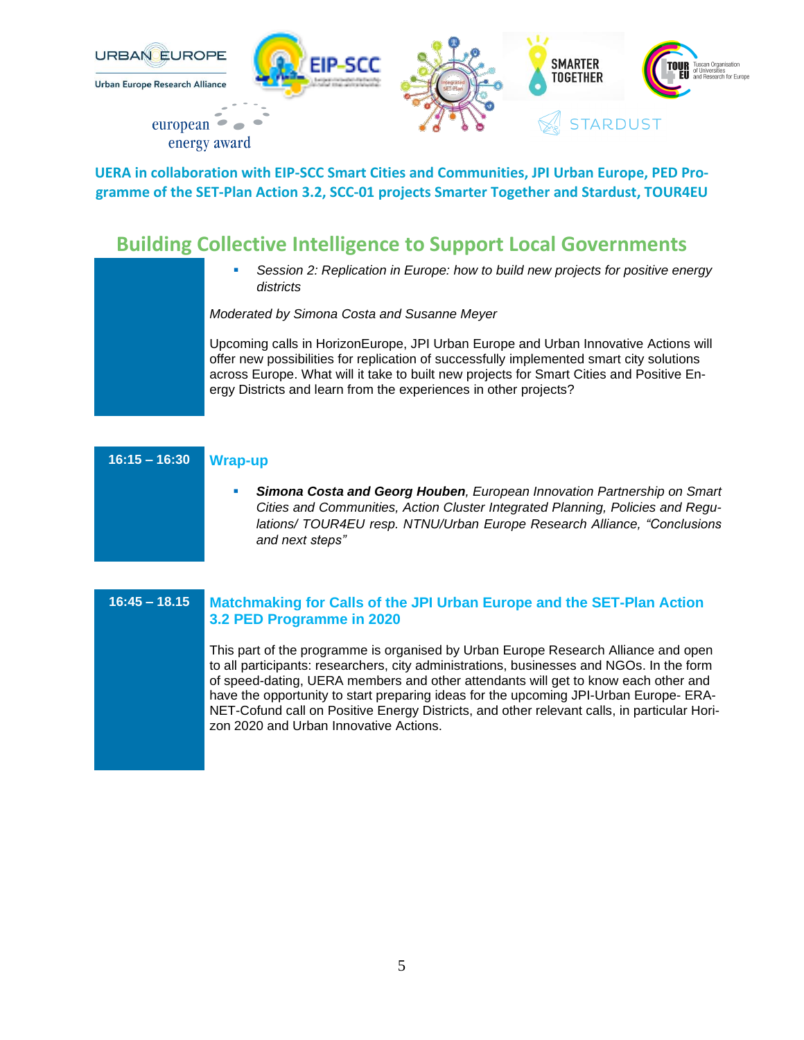**UERA in collaboration with EIP-SCC Smart Cities and Communities, JPI Urban Europe, PED Programme of the SET-Plan Action 3.2, SCC-01 projects Smarter Together and Stardust, TOUR4EU**

## Building Collective Intelligence to Support Local Governments

- *Session 2: Replication in Europe: how to build new projects for positive energy districts*

*Moderated by Simona Costa and Susanne Meyer*

Upcoming calls in HorizonEurope, JPI Urban Europe and Urban Innovative Actions will offer new possibilities for replication of successfully implemented smart city solutions across Europe. What will it take to built new projects for Smart Cities and Positive Energy Districts and learn from the experiences in other projects?

**16:15 – 16:30**

### Wrap-up

- ***Simona Costa and Georg Houben****, European Innovation Partnership on Smart Cities and Communities, Action Cluster Integrated Planning, Policies and Regulations/ TOUR4EU resp. NTNU/Urban Europe Research Alliance, "Conclusions and next steps"*

**16:45 – 18.15**

### Matchmaking for Calls of the JPI Urban Europe and the SET-Plan Action 3.2 PED Programme in 2020

This part of the programme is organised by Urban Europe Research Alliance and open to all participants: researchers, city administrations, businesses and NGOs. In the form of speed-dating, UERA members and other attendants will get to know each other and have the opportunity to start preparing ideas for the upcoming JPI-Urban Europe- ERA-NET-Cofund call on Positive Energy Districts, and other relevant calls, in particular Horizon 2020 and Urban Innovative Actions.